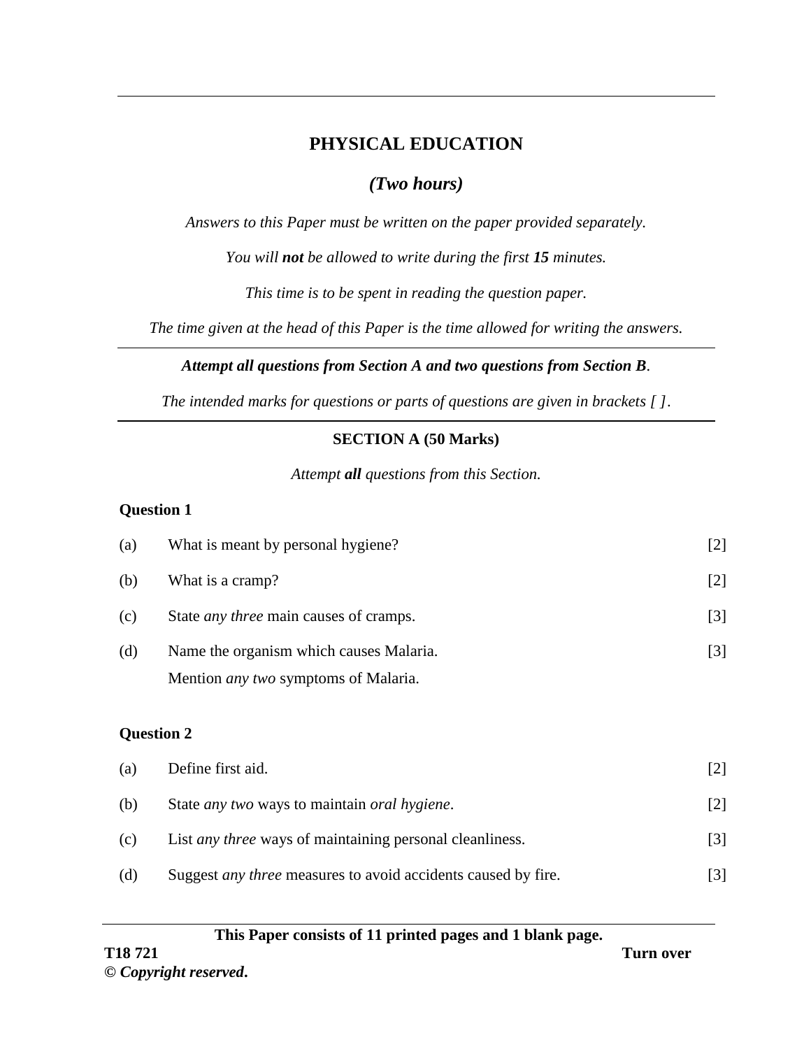# PHYSICAL EDUCATION

*(Two hours)*

*Answers to this Paper must be written on the paper provided separately.*

*You will **not** be allowed to write during the first **15** minutes.*

*This time is to be spent in reading the question paper.*

*The time given at the head of this Paper is the time allowed for writing the answers.*

***Attempt all questions from Section A and two questions from Section B.***

*The intended marks for questions or parts of questions are given in brackets [ ].*

## SECTION A (50 Marks)

*Attempt **all** questions from this Section.*

### Question 1

(a) What is meant by personal hygiene? [2]

(b) What is a cramp? [2]

(c) State *any three* main causes of cramps. [3]

(d) Name the organism which causes Malaria. [3]
Mention *any two* symptoms of Malaria.

### Question 2

(a) Define first aid. [2]

(b) State *any two* ways to maintain *oral hygiene*. [2]

(c) List *any three* ways of maintaining personal cleanliness. [3]

(d) Suggest *any three* measures to avoid accidents caused by fire. [3]

**This Paper consists of 11 printed pages and 1 blank page.**

**T18 721** **Turn over**

***© Copyright reserved.***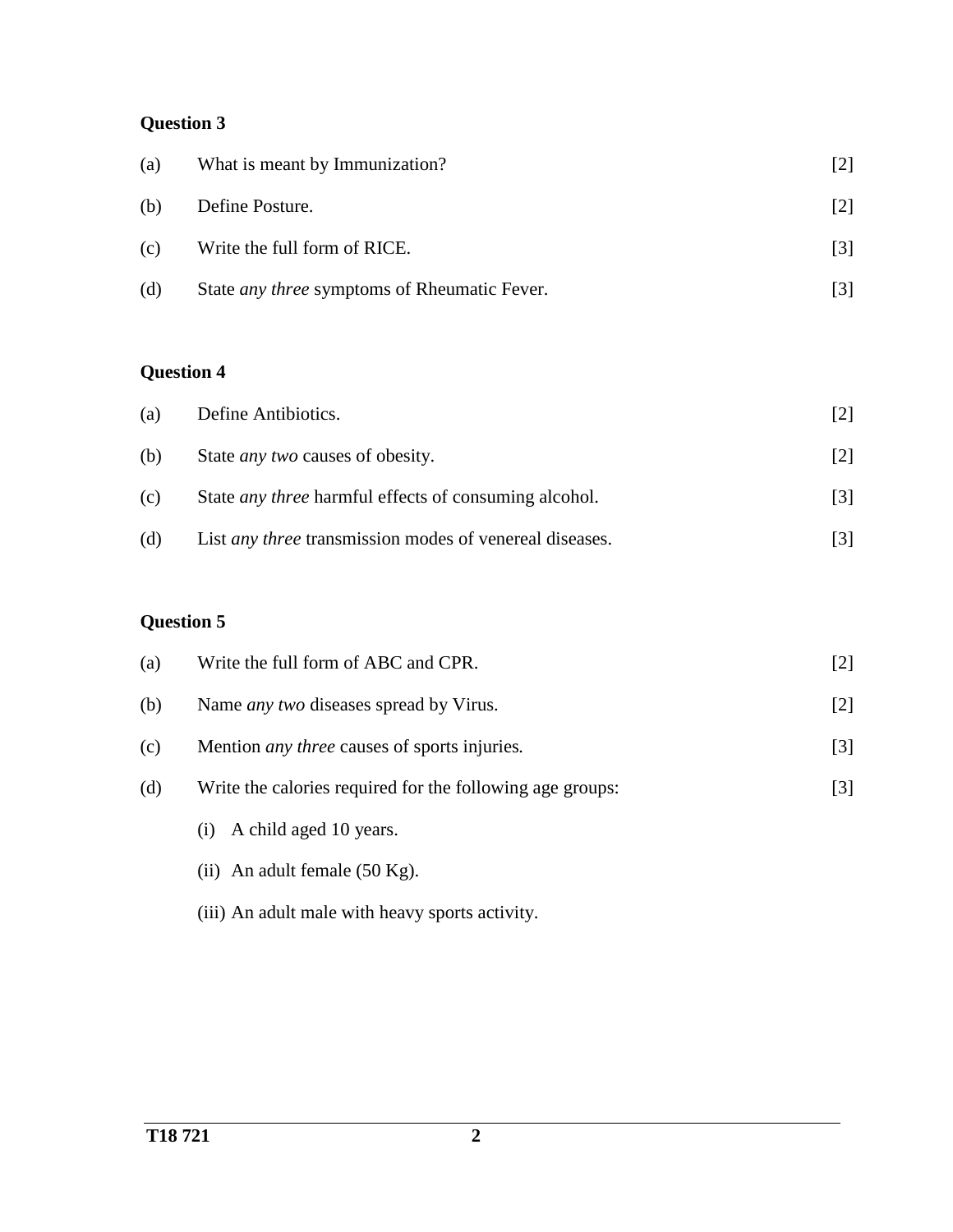**Question 3**

(a) What is meant by Immunization? [2]

(b) Define Posture. [2]

(c) Write the full form of RICE. [3]

(d) State *any three* symptoms of Rheumatic Fever. [3]

**Question 4**

(a) Define Antibiotics. [2]

(b) State *any two* causes of obesity. [2]

(c) State *any three* harmful effects of consuming alcohol. [3]

(d) List *any three* transmission modes of venereal diseases. [3]

**Question 5**

(a) Write the full form of ABC and CPR. [2]

(b) Name *any two* diseases spread by Virus. [2]

(c) Mention *any three* causes of sports injuries. [3]

(d) Write the calories required for the following age groups: [3]

  (i) A child aged 10 years.

  (ii) An adult female (50 Kg).

  (iii) An adult male with heavy sports activity.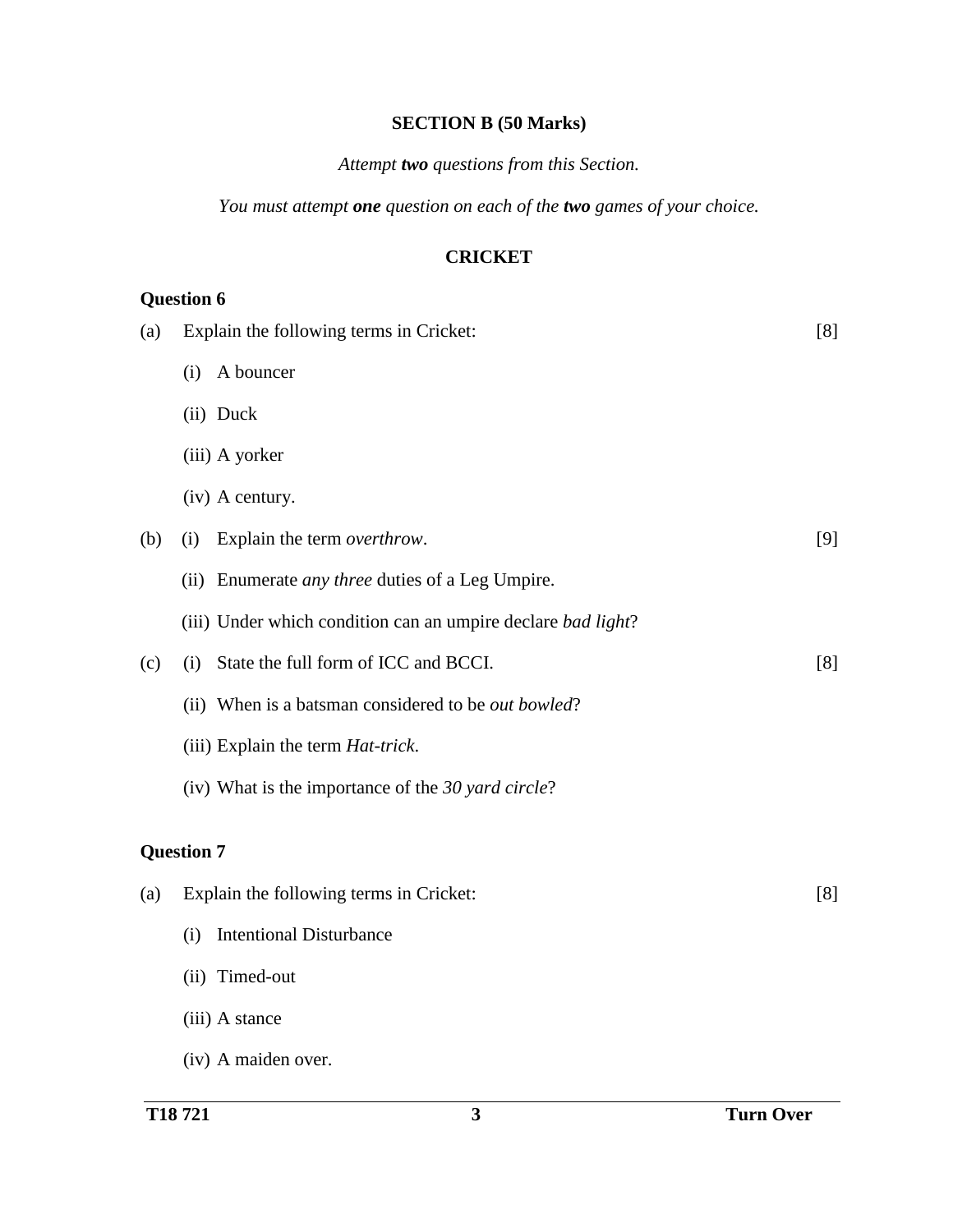## SECTION B (50 Marks)

*Attempt **two** questions from this Section.*

*You must attempt **one** question on each of the **two** games of your choice.*

## CRICKET

### Question 6

(a) Explain the following terms in Cricket: [8]

(i) A bouncer

(ii) Duck

(iii) A yorker

(iv) A century.

(b) (i) Explain the term *overthrow*. [9]

(ii) Enumerate *any three* duties of a Leg Umpire.

(iii) Under which condition can an umpire declare *bad light*?

(c) (i) State the full form of ICC and BCCI. [8]

(ii) When is a batsman considered to be *out bowled*?

(iii) Explain the term *Hat-trick*.

(iv) What is the importance of the *30 yard circle*?

### Question 7

(a) Explain the following terms in Cricket: [8]

(i) Intentional Disturbance

(ii) Timed-out

(iii) A stance

(iv) A maiden over.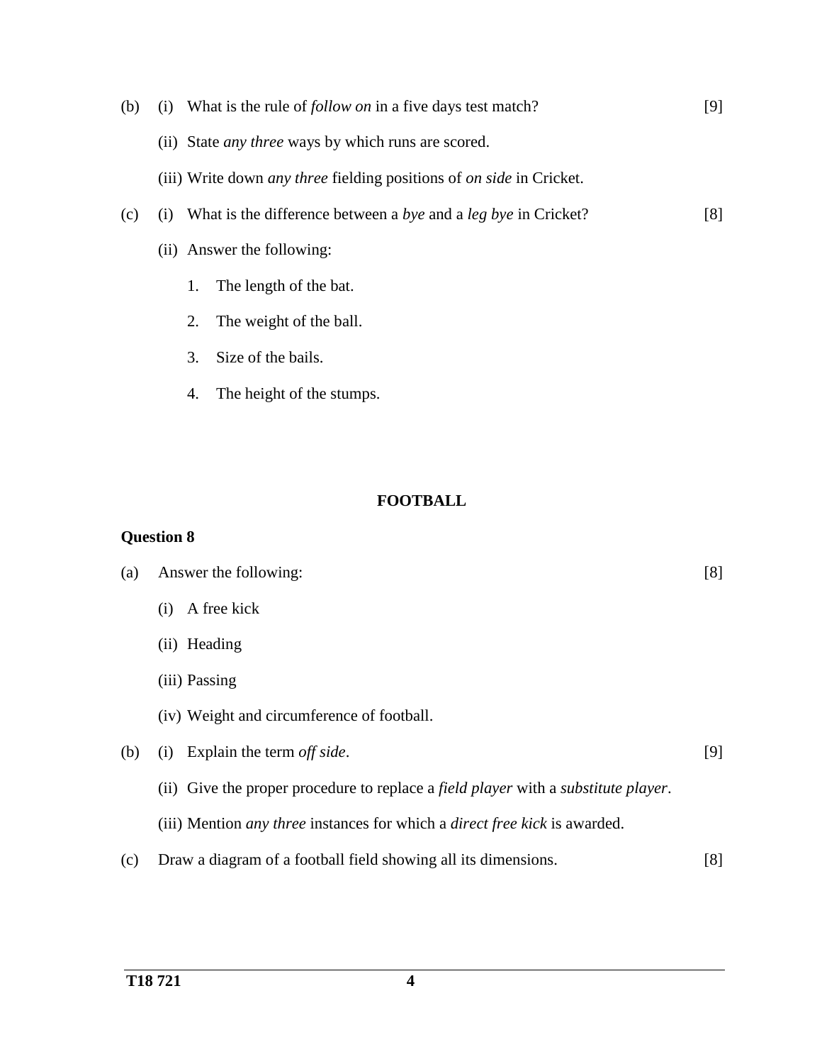(b) (i) What is the *follow on* rule in a five days test match? [9]

(ii) State *any three* ways by which runs are scored.

(iii) Write down *any three* fielding positions of *on side* in Cricket.

(c) (i) What is the difference between a *bye* and a *leg bye* in Cricket? [8]

(ii) Answer the following:

1. The length of the bat.
2. The weight of the ball.
3. Size of the bails.
4. The height of the stumps.

## FOOTBALL

### Question 8

(a) Answer the following: [8]

(i) A free kick

(ii) Heading

(iii) Passing

(iv) Weight and circumference of football.

(b) (i) Explain the term *off side*. [9]

(ii) Give the proper procedure to replace a *field player* with a *substitute player*.

(iii) Mention *any three* instances for which a *direct free kick* is awarded.

(c) Draw a diagram of a football field showing all its dimensions. [8]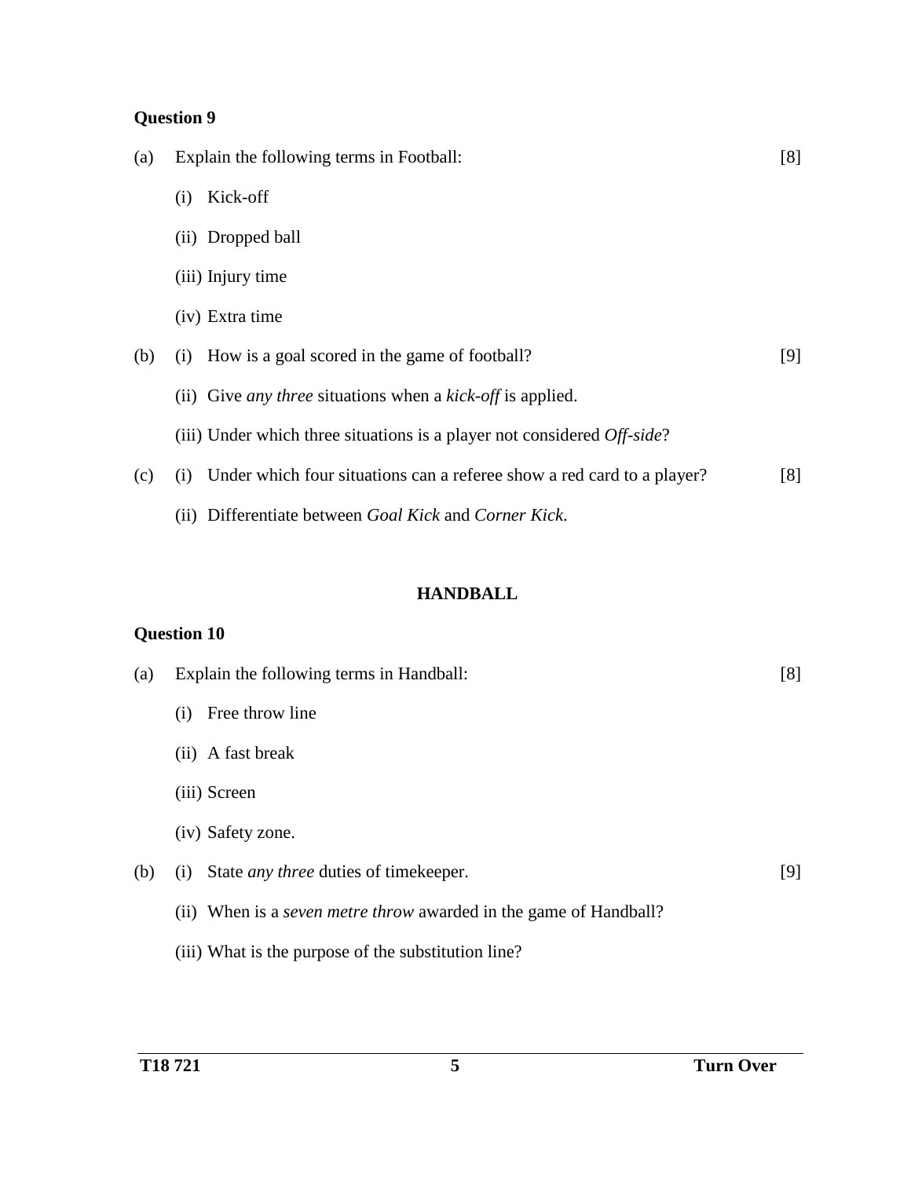**Question 9**

(a) Explain the following terms in Football: [8]

(i) Kick-off

(ii) Dropped ball

(iii) Injury time

(iv) Extra time

(b) (i) How is a goal scored in the game of football? [9]

(ii) Give *any three* situations when a *kick-off* is applied.

(iii) Under which three situations is a player not considered *Off-side*?

(c) (i) Under which four situations can a referee show a red card to a player? [8]

(ii) Differentiate between *Goal Kick* and *Corner Kick*.

## HANDBALL

**Question 10**

(a) Explain the following terms in Handball: [8]

(i) Free throw line

(ii) A fast break

(iii) Screen

(iv) Safety zone.

(b) (i) State *any three* duties of timekeeper. [9]

(ii) When is a *seven metre throw* awarded in the game of Handball?

(iii) What is the purpose of the substitution line?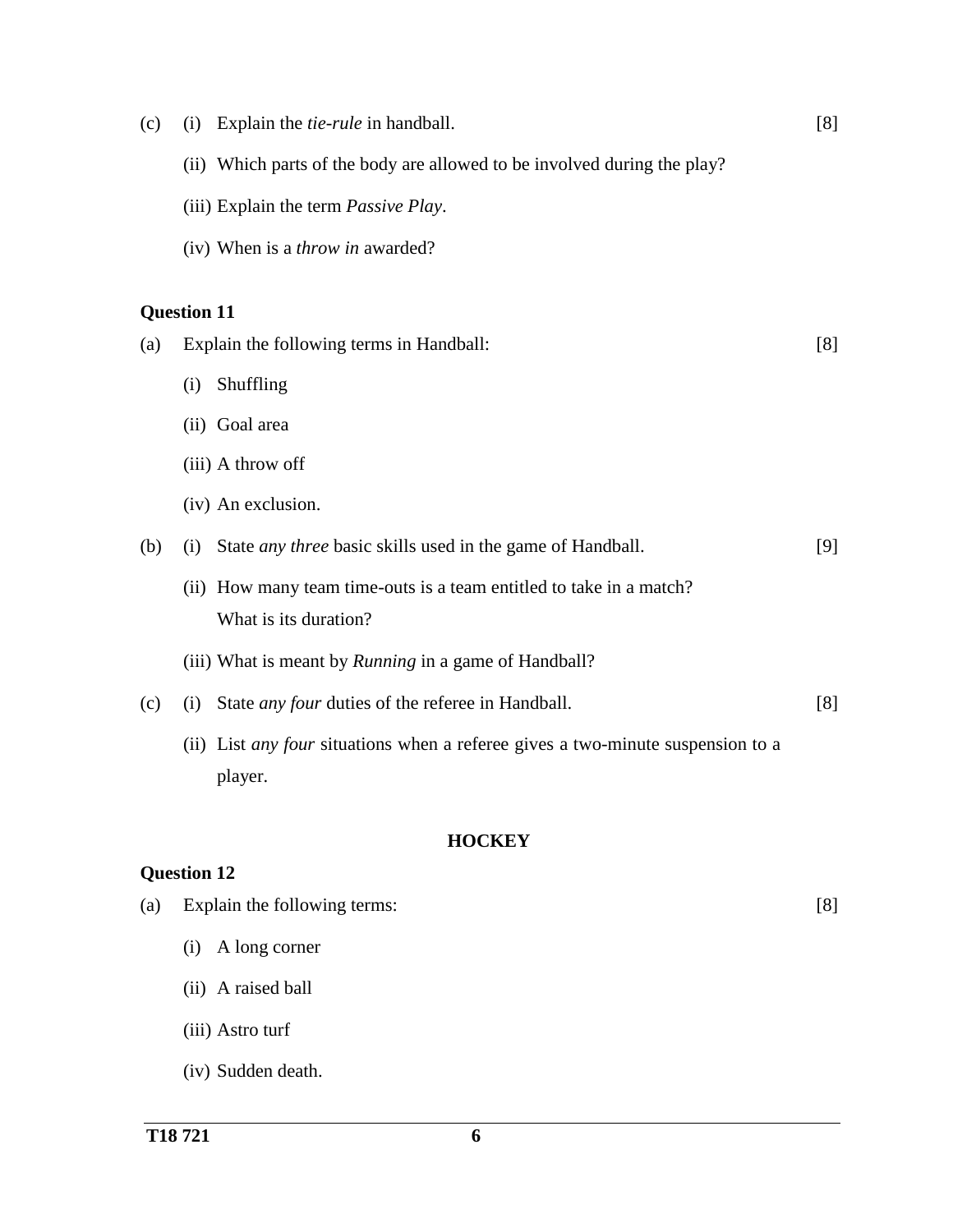(c) (i) Explain the *tie-rule* in handball. [8]

(ii) Which parts of the body are allowed to be involved during the play?

(iii) Explain the term *Passive Play*.

(iv) When is a *throw in* awarded?

**Question 11**

(a) Explain the following terms in Handball: [8]

(i) Shuffling

(ii) Goal area

(iii) A throw off

(iv) An exclusion.

(b) (i) State *any three* basic skills used in the game of Handball. [9]

(ii) How many team time-outs is a team entitled to take in a match? What is its duration?

(iii) What is meant by *Running* in a game of Handball?

(c) (i) State *any four* duties of the referee in Handball. [8]

(ii) List *any four* situations when a referee gives a two-minute suspension to a player.

## HOCKEY

**Question 12**

(a) Explain the following terms: [8]

(i) A long corner

(ii) A raised ball

(iii) Astro turf

(iv) Sudden death.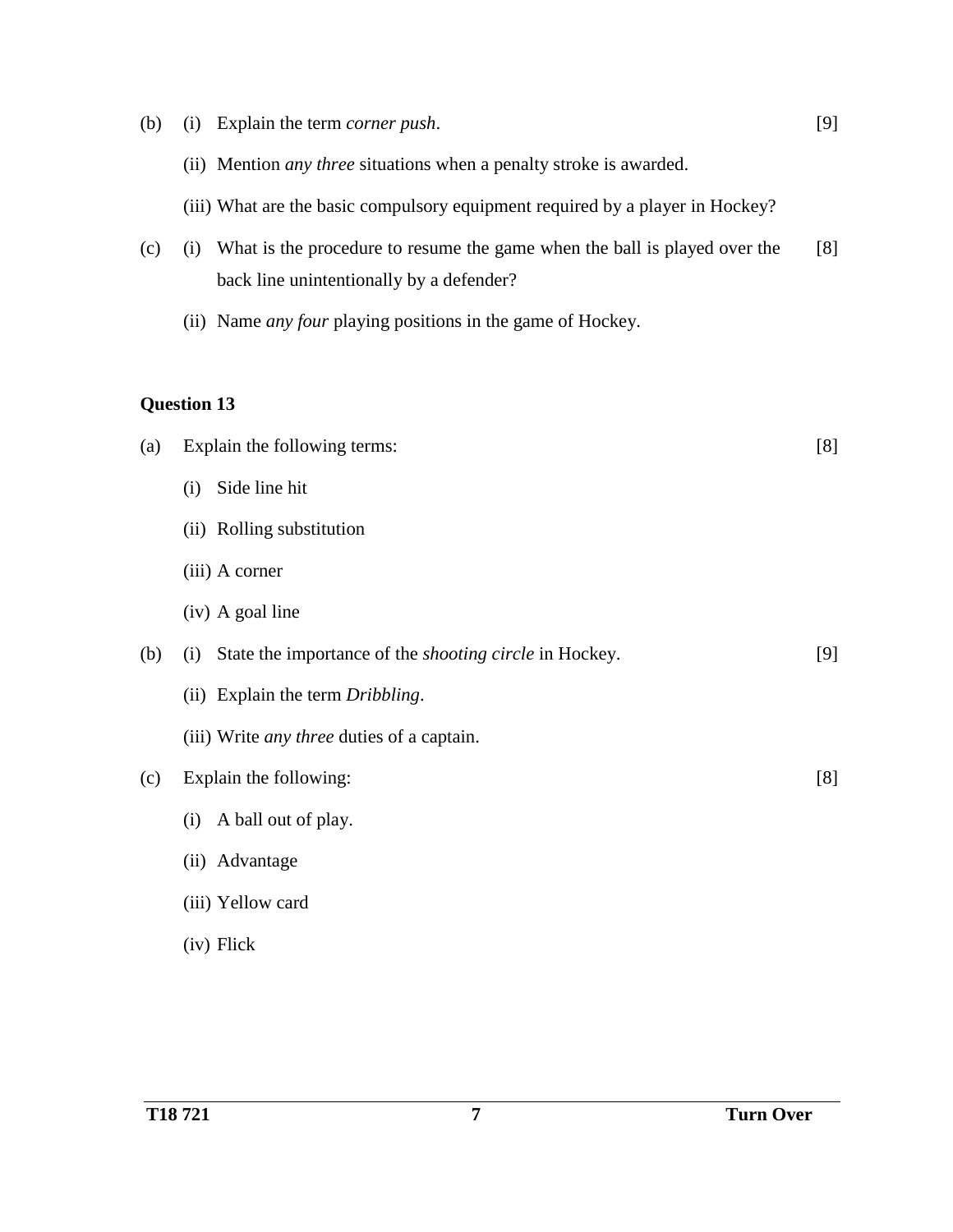(b) (i) Explain the term *corner push*. [9]

(ii) Mention *any three* situations when a penalty stroke is awarded.

(iii) What are the basic compulsory equipment required by a player in Hockey?

(c) (i) What is the procedure to resume the game when the ball is played over the back line unintentionally by a defender? [8]

(ii) Name *any four* playing positions in the game of Hockey.

**Question 13**

(a) Explain the following terms: [8]

(i) Side line hit

(ii) Rolling substitution

(iii) A corner

(iv) A goal line

(b) (i) State the importance of the *shooting circle* in Hockey. [9]

(ii) Explain the term *Dribbling*.

(iii) Write *any three* duties of a captain.

(c) Explain the following: [8]

(i) A ball out of play.

(ii) Advantage

(iii) Yellow card

(iv) Flick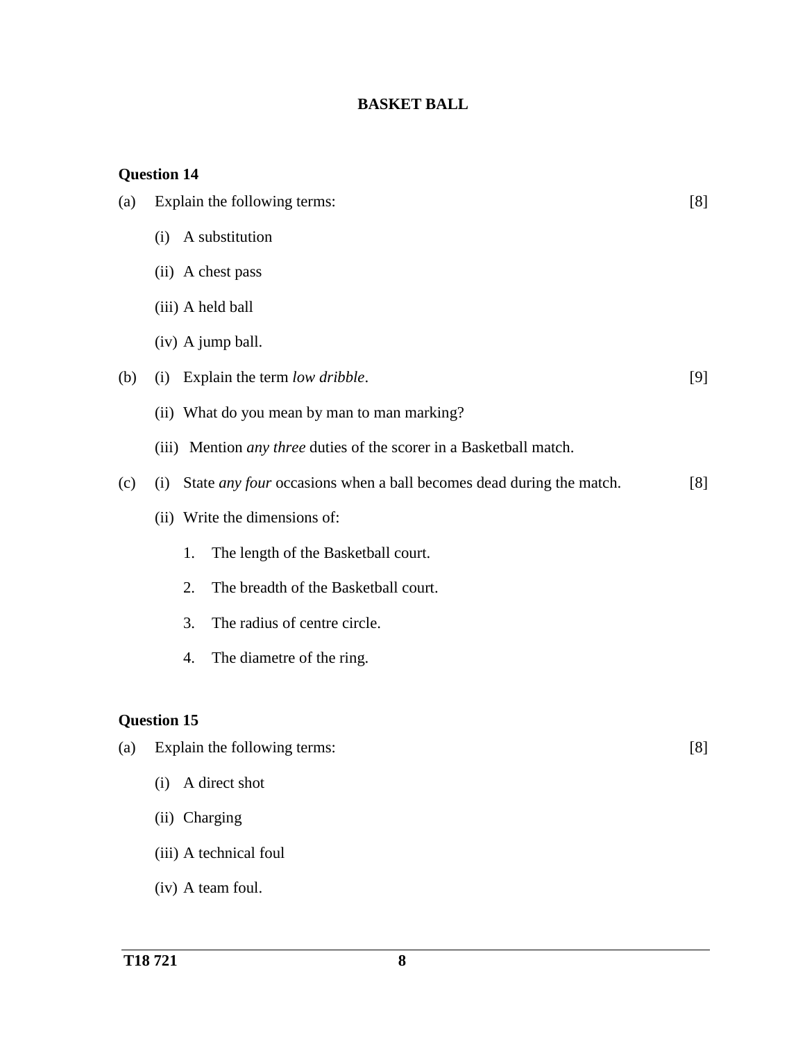## BASKET BALL

**Question 14**

(a) Explain the following terms: [8]

(i) A substitution

(ii) A chest pass

(iii) A held ball

(iv) A jump ball.

(b) (i) Explain the term *low dribble*. [9]

(ii) What do you mean by man to man marking?

(iii) Mention *any three* duties of the scorer in a Basketball match.

(c) (i) State *any four* occasions when a ball becomes dead during the match. [8]

(ii) Write the dimensions of:

1. The length of the Basketball court.
2. The breadth of the Basketball court.
3. The radius of centre circle.
4. The diametre of the ring.

**Question 15**

(a) Explain the following terms: [8]

(i) A direct shot

(ii) Charging

(iii) A technical foul

(iv) A team foul.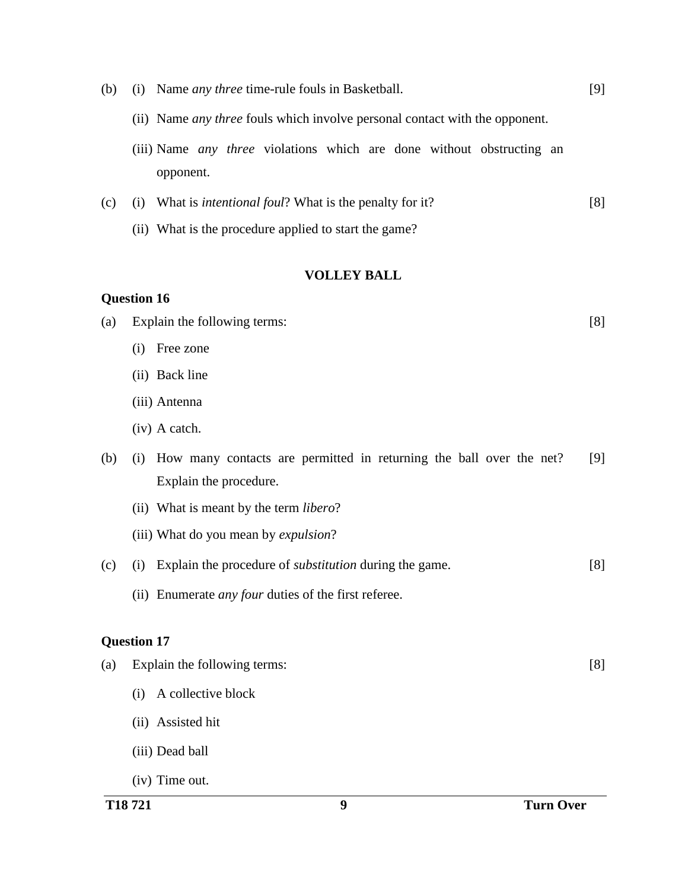(b) (i) Name *any three* time-rule fouls in Basketball. [9]

(ii) Name *any three* fouls which involve personal contact with the opponent.

(iii) Name *any three* violations which are done without obstructing an opponent.

(c) (i) What is *intentional foul*? What is the penalty for it? [8]

(ii) What is the procedure applied to start the game?

## VOLLEY BALL

### Question 16

(a) Explain the following terms: [8]

(i) Free zone

(ii) Back line

(iii) Antenna

(iv) A catch.

(b) (i) How many contacts are permitted in returning the ball over the net? Explain the procedure. [9]

(ii) What is meant by the term *libero*?

(iii) What do you mean by *expulsion*?

(c) (i) Explain the procedure of *substitution* during the game. [8]

(ii) Enumerate *any four* duties of the first referee.

### Question 17

(a) Explain the following terms: [8]

(i) A collective block

(ii) Assisted hit

(iii) Dead ball

(iv) Time out.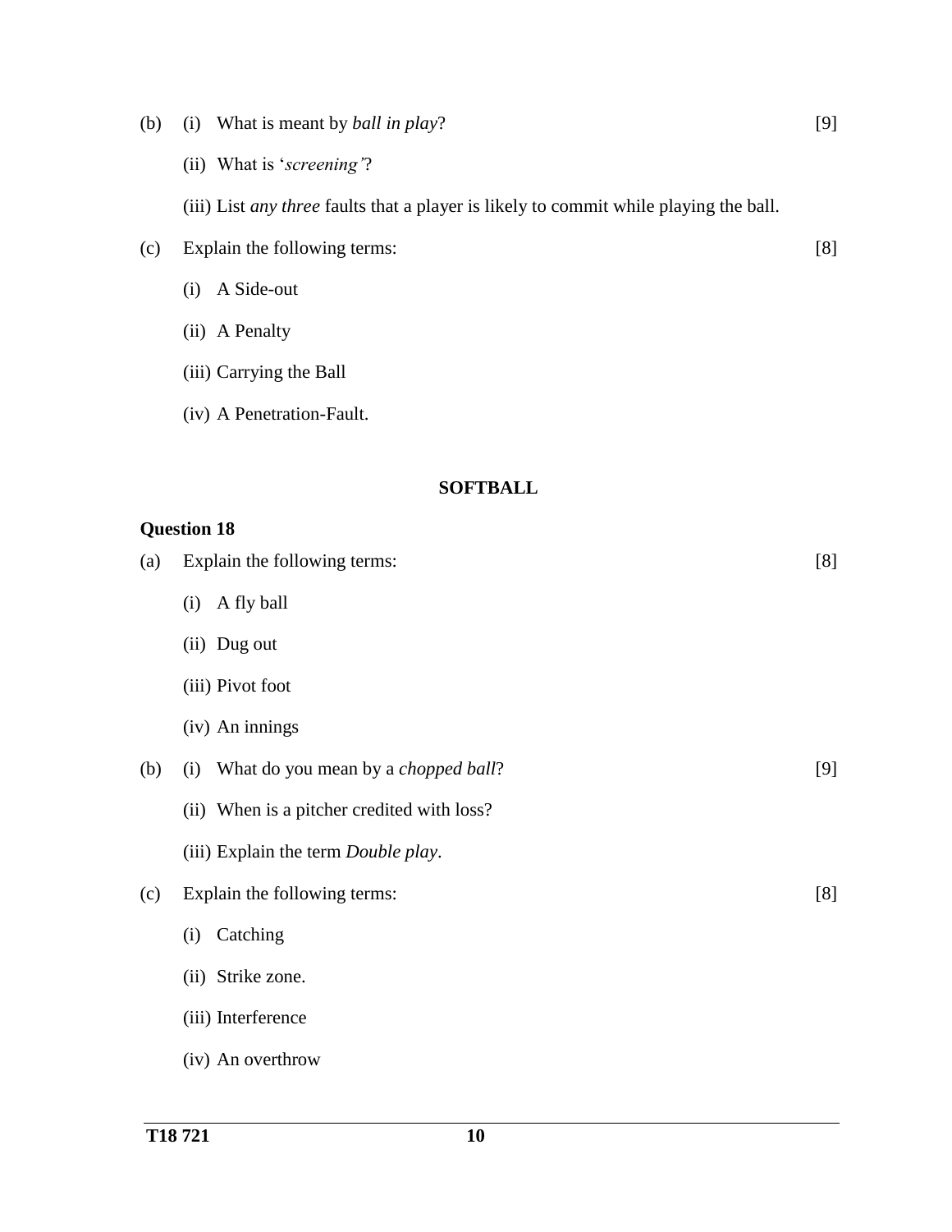(b) (i) What is meant by *ball in play*? [9]

(ii) What is '*screening'*?

(iii) List *any three* faults that a player is likely to commit while playing the ball.

(c) Explain the following terms: [8]

(i) A Side-out

(ii) A Penalty

(iii) Carrying the Ball

(iv) A Penetration-Fault.

## SOFTBALL

**Question 18**

(a) Explain the following terms: [8]

(i) A fly ball

(ii) Dug out

(iii) Pivot foot

(iv) An innings

(b) (i) What do you mean by a *chopped ball*? [9]

(ii) When is a pitcher credited with loss?

(iii) Explain the term *Double play*.

(c) Explain the following terms: [8]

(i) Catching

(ii) Strike zone.

(iii) Interference

(iv) An overthrow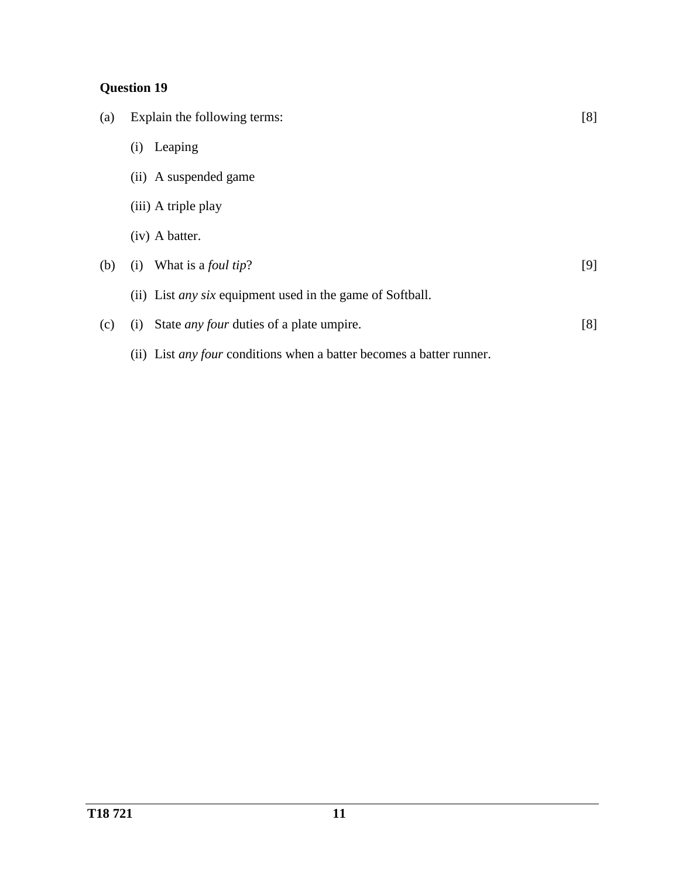**Question 19**

(a) Explain the following terms: [8]

(i) Leaping

(ii) A suspended game

(iii) A triple play

(iv) A batter.

(b) (i) What is a *foul tip*? [9]

(ii) List *any six* equipment used in the game of Softball.

(c) (i) State *any four* duties of a plate umpire. [8]

(ii) List *any four* conditions when a batter becomes a batter runner.